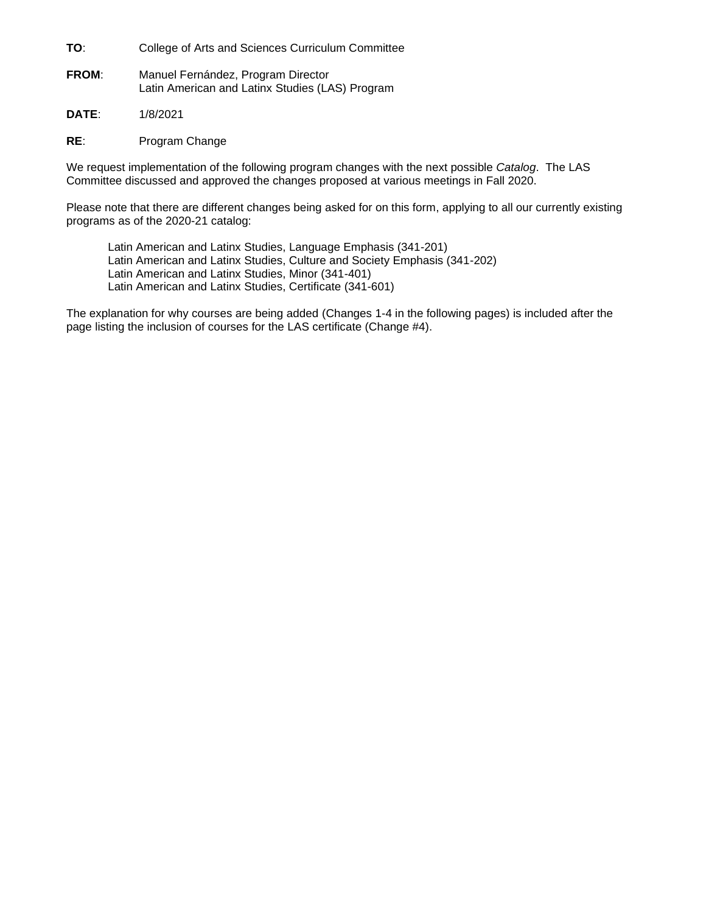**TO**: College of Arts and Sciences Curriculum Committee

**FROM**: Manuel Fernández, Program Director
Latin American and Latinx Studies (LAS) Program

**DATE**: 1/8/2021

**RE**: Program Change

We request implementation of the following program changes with the next possible *Catalog*. The LAS Committee discussed and approved the changes proposed at various meetings in Fall 2020.

Please note that there are different changes being asked for on this form, applying to all our currently existing programs as of the 2020-21 catalog:

Latin American and Latinx Studies, Language Emphasis (341-201)
Latin American and Latinx Studies, Culture and Society Emphasis (341-202)
Latin American and Latinx Studies, Minor (341-401)
Latin American and Latinx Studies, Certificate (341-601)

The explanation for why courses are being added (Changes 1-4 in the following pages) is included after the page listing the inclusion of courses for the LAS certificate (Change #4).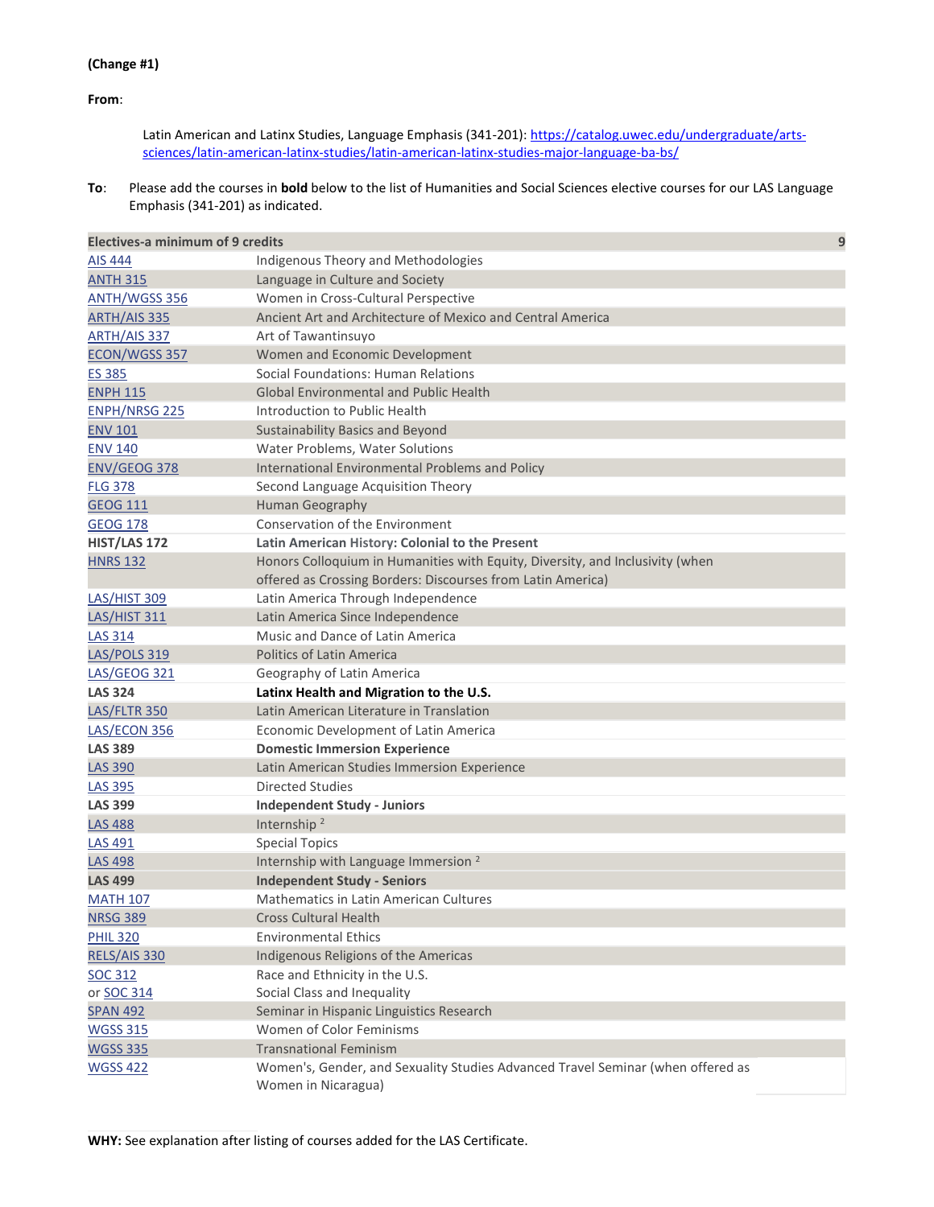**(Change #1)**

**From**:

Latin American and Latinx Studies, Language Emphasis (341-201): [https://catalog.uwec.edu/undergraduate/arts-sciences/latin-american-latinx-studies/latin-american-latinx-studies-major-language-ba-bs/](https://catalog.uwec.edu/undergraduate/arts-sciences/latin-american-latinx-studies/latin-american-latinx-studies-major-language-ba-bs/)

**To**: Please add the courses in **bold** below to the list of Humanities and Social Sciences elective courses for our LAS Language Emphasis (341-201) as indicated.

| Electives-a minimum of 9 credits | | 9 |
|---|---|---|
| AIS 444 | Indigenous Theory and Methodologies | |
| ANTH 315 | Language in Culture and Society | |
| ANTH/WGSS 356 | Women in Cross-Cultural Perspective | |
| ARTH/AIS 335 | Ancient Art and Architecture of Mexico and Central America | |
| ARTH/AIS 337 | Art of Tawantinsuyo | |
| ECON/WGSS 357 | Women and Economic Development | |
| ES 385 | Social Foundations: Human Relations | |
| ENPH 115 | Global Environmental and Public Health | |
| ENPH/NRSG 225 | Introduction to Public Health | |
| ENV 101 | Sustainability Basics and Beyond | |
| ENV 140 | Water Problems, Water Solutions | |
| ENV/GEOG 378 | International Environmental Problems and Policy | |
| FLG 378 | Second Language Acquisition Theory | |
| GEOG 111 | Human Geography | |
| GEOG 178 | Conservation of the Environment | |
| **HIST/LAS 172** | **Latin American History: Colonial to the Present** | |
| HNRS 132 | Honors Colloquium in Humanities with Equity, Diversity, and Inclusivity (when offered as Crossing Borders: Discourses from Latin America) | |
| LAS/HIST 309 | Latin America Through Independence | |
| LAS/HIST 311 | Latin America Since Independence | |
| LAS 314 | Music and Dance of Latin America | |
| LAS/POLS 319 | Politics of Latin America | |
| LAS/GEOG 321 | Geography of Latin America | |
| **LAS 324** | **Latinx Health and Migration to the U.S.** | |
| LAS/FLTR 350 | Latin American Literature in Translation | |
| LAS/ECON 356 | Economic Development of Latin America | |
| **LAS 389** | **Domestic Immersion Experience** | |
| LAS 390 | Latin American Studies Immersion Experience | |
| LAS 395 | Directed Studies | |
| **LAS 399** | **Independent Study - Juniors** | |
| LAS 488 | Internship [2] | |
| LAS 491 | Special Topics | |
| LAS 498 | Internship with Language Immersion [2] | |
| **LAS 499** | **Independent Study - Seniors** | |
| MATH 107 | Mathematics in Latin American Cultures | |
| NRSG 389 | Cross Cultural Health | |
| PHIL 320 | Environmental Ethics | |
| RELS/AIS 330 | Indigenous Religions of the Americas | |
| SOC 312 | Race and Ethnicity in the U.S. | |
| or SOC 314 | Social Class and Inequality | |
| SPAN 492 | Seminar in Hispanic Linguistics Research | |
| WGSS 315 | Women of Color Feminisms | |
| WGSS 335 | Transnational Feminism | |
| WGSS 422 | Women's, Gender, and Sexuality Studies Advanced Travel Seminar (when offered as Women in Nicaragua) | |

**WHY:** See explanation after listing of courses added for the LAS Certificate.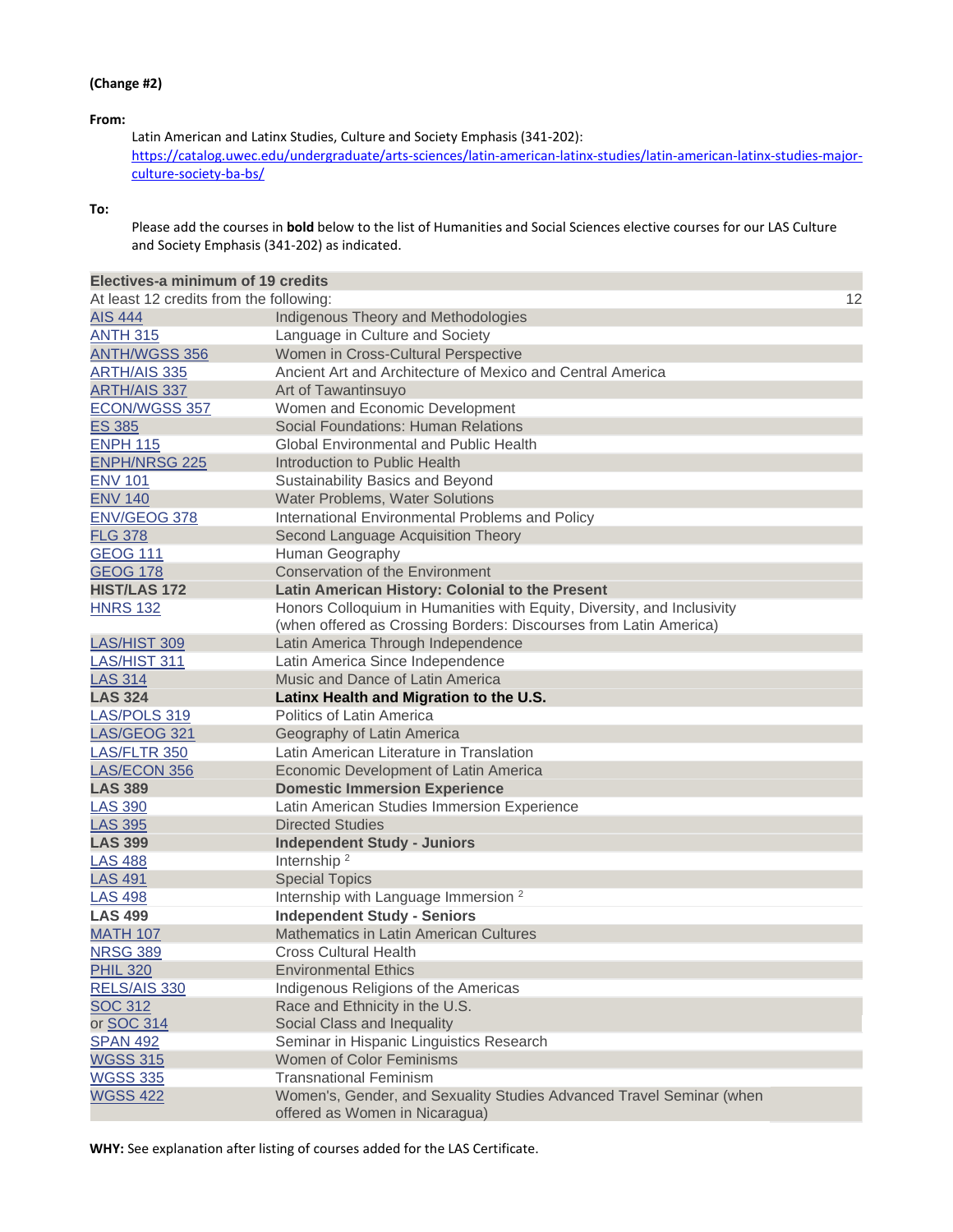**(Change #2)**

**From:**

Latin American and Latinx Studies, Culture and Society Emphasis (341-202): https://catalog.uwec.edu/undergraduate/arts-sciences/latin-american-latinx-studies/latin-american-latinx-studies-major-culture-society-ba-bs/

**To:**

Please add the courses in **bold** below to the list of Humanities and Social Sciences elective courses for our LAS Culture and Society Emphasis (341-202) as indicated.

| **Electives-a minimum of 19 credits** | | |
|---|---|---|
| At least 12 credits from the following: | | 12 |
| AIS 444 | Indigenous Theory and Methodologies | |
| ANTH 315 | Language in Culture and Society | |
| ANTH/WGSS 356 | Women in Cross-Cultural Perspective | |
| ARTH/AIS 335 | Ancient Art and Architecture of Mexico and Central America | |
| ARTH/AIS 337 | Art of Tawantinsuyo | |
| ECON/WGSS 357 | Women and Economic Development | |
| ES 385 | Social Foundations: Human Relations | |
| ENPH 115 | Global Environmental and Public Health | |
| ENPH/NRSG 225 | Introduction to Public Health | |
| ENV 101 | Sustainability Basics and Beyond | |
| ENV 140 | Water Problems, Water Solutions | |
| ENV/GEOG 378 | International Environmental Problems and Policy | |
| FLG 378 | Second Language Acquisition Theory | |
| GEOG 111 | Human Geography | |
| GEOG 178 | Conservation of the Environment | |
| **HIST/LAS 172** | **Latin American History: Colonial to the Present** | |
| HNRS 132 | Honors Colloquium in Humanities with Equity, Diversity, and Inclusivity (when offered as Crossing Borders: Discourses from Latin America) | |
| LAS/HIST 309 | Latin America Through Independence | |
| LAS/HIST 311 | Latin America Since Independence | |
| LAS 314 | Music and Dance of Latin America | |
| **LAS 324** | **Latinx Health and Migration to the U.S.** | |
| LAS/POLS 319 | Politics of Latin America | |
| LAS/GEOG 321 | Geography of Latin America | |
| LAS/FLTR 350 | Latin American Literature in Translation | |
| LAS/ECON 356 | Economic Development of Latin America | |
| **LAS 389** | **Domestic Immersion Experience** | |
| LAS 390 | Latin American Studies Immersion Experience | |
| LAS 395 | Directed Studies | |
| **LAS 399** | **Independent Study - Juniors** | |
| LAS 488 | Internship [2] | |
| LAS 491 | Special Topics | |
| LAS 498 | Internship with Language Immersion [2] | |
| **LAS 499** | **Independent Study - Seniors** | |
| MATH 107 | Mathematics in Latin American Cultures | |
| NRSG 389 | Cross Cultural Health | |
| PHIL 320 | Environmental Ethics | |
| RELS/AIS 330 | Indigenous Religions of the Americas | |
| SOC 312 | Race and Ethnicity in the U.S. | |
| or SOC 314 | Social Class and Inequality | |
| SPAN 492 | Seminar in Hispanic Linguistics Research | |
| WGSS 315 | Women of Color Feminisms | |
| WGSS 335 | Transnational Feminism | |
| WGSS 422 | Women's, Gender, and Sexuality Studies Advanced Travel Seminar (when offered as Women in Nicaragua) | |

**WHY:** See explanation after listing of courses added for the LAS Certificate.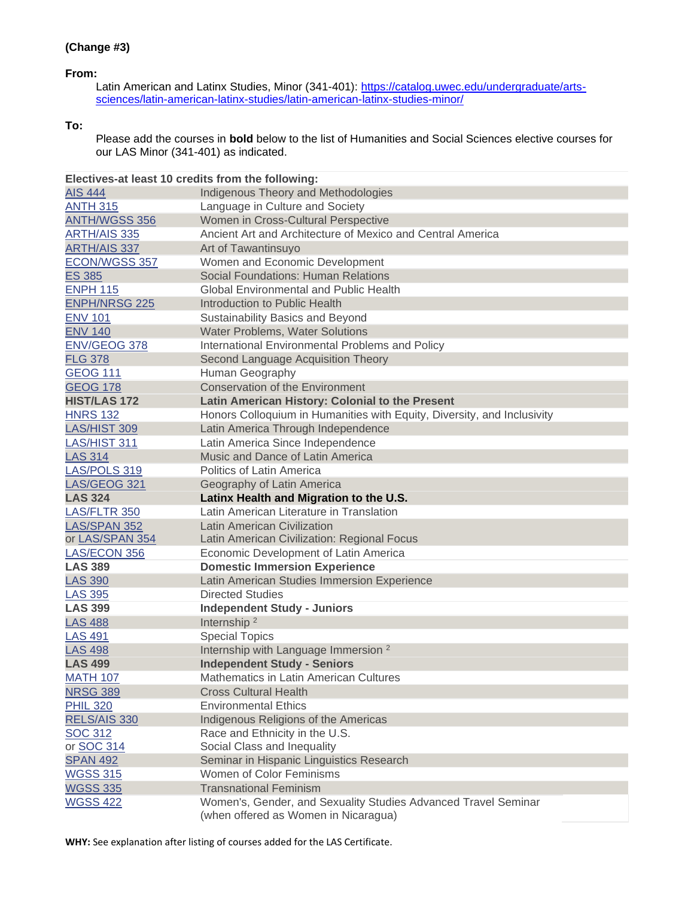**(Change #3)**

**From:**

Latin American and Latinx Studies, Minor (341-401): https://catalog.uwec.edu/undergraduate/arts-sciences/latin-american-latinx-studies/latin-american-latinx-studies-minor/

**To:**

Please add the courses in **bold** below to the list of Humanities and Social Sciences elective courses for our LAS Minor (341-401) as indicated.

| Electives-at least 10 credits from the following: | |
|---|---|
| AIS 444 | Indigenous Theory and Methodologies |
| ANTH 315 | Language in Culture and Society |
| ANTH/WGSS 356 | Women in Cross-Cultural Perspective |
| ARTH/AIS 335 | Ancient Art and Architecture of Mexico and Central America |
| ARTH/AIS 337 | Art of Tawantinsuyo |
| ECON/WGSS 357 | Women and Economic Development |
| ES 385 | Social Foundations: Human Relations |
| ENPH 115 | Global Environmental and Public Health |
| ENPH/NRSG 225 | Introduction to Public Health |
| ENV 101 | Sustainability Basics and Beyond |
| ENV 140 | Water Problems, Water Solutions |
| ENV/GEOG 378 | International Environmental Problems and Policy |
| FLG 378 | Second Language Acquisition Theory |
| GEOG 111 | Human Geography |
| GEOG 178 | Conservation of the Environment |
| **HIST/LAS 172** | **Latin American History: Colonial to the Present** |
| HNRS 132 | Honors Colloquium in Humanities with Equity, Diversity, and Inclusivity |
| LAS/HIST 309 | Latin America Through Independence |
| LAS/HIST 311 | Latin America Since Independence |
| LAS 314 | Music and Dance of Latin America |
| LAS/POLS 319 | Politics of Latin America |
| LAS/GEOG 321 | Geography of Latin America |
| **LAS 324** | **Latinx Health and Migration to the U.S.** |
| LAS/FLTR 350 | Latin American Literature in Translation |
| LAS/SPAN 352<br>or LAS/SPAN 354 | Latin American Civilization<br>Latin American Civilization: Regional Focus |
| LAS/ECON 356 | Economic Development of Latin America |
| **LAS 389** | **Domestic Immersion Experience** |
| LAS 390 | Latin American Studies Immersion Experience |
| LAS 395 | Directed Studies |
| **LAS 399** | **Independent Study - Juniors** |
| LAS 488 | Internship [2] |
| LAS 491 | Special Topics |
| LAS 498 | Internship with Language Immersion [2] |
| **LAS 499** | **Independent Study - Seniors** |
| MATH 107 | Mathematics in Latin American Cultures |
| NRSG 389 | Cross Cultural Health |
| PHIL 320 | Environmental Ethics |
| RELS/AIS 330 | Indigenous Religions of the Americas |
| SOC 312<br>or SOC 314 | Race and Ethnicity in the U.S.<br>Social Class and Inequality |
| SPAN 492 | Seminar in Hispanic Linguistics Research |
| WGSS 315 | Women of Color Feminisms |
| WGSS 335 | Transnational Feminism |
| WGSS 422 | Women's, Gender, and Sexuality Studies Advanced Travel Seminar (when offered as Women in Nicaragua) |

**WHY:** See explanation after listing of courses added for the LAS Certificate.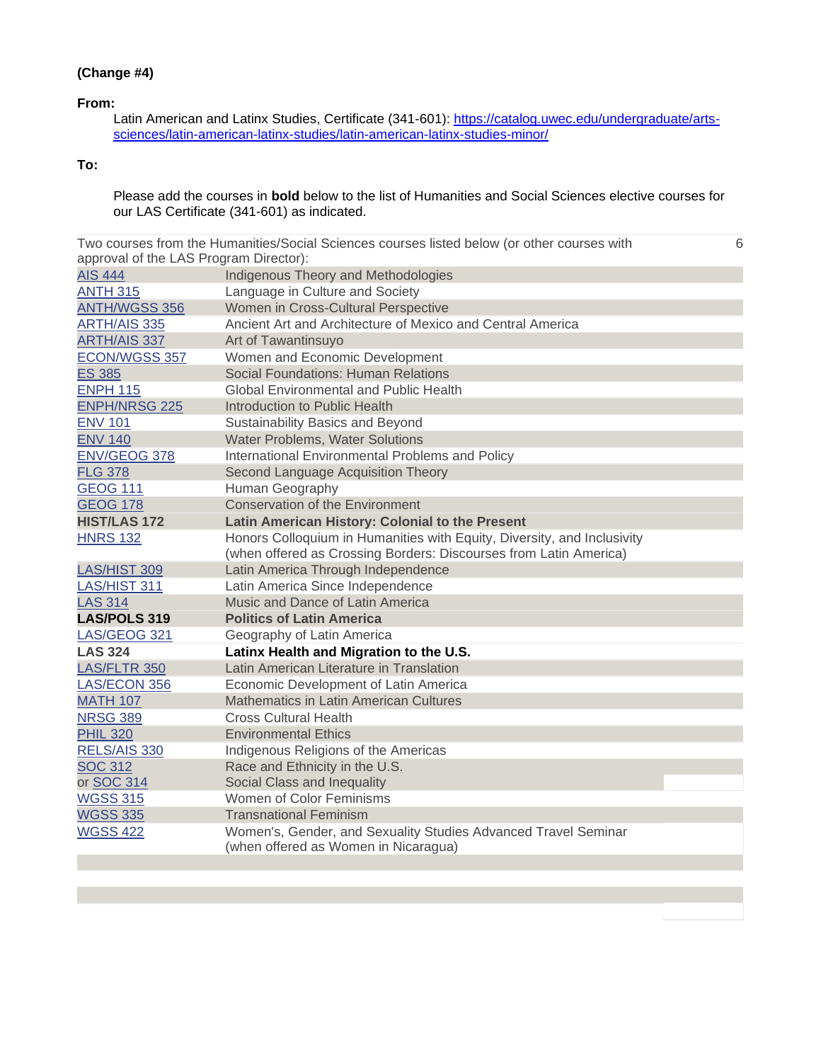**(Change #4)**

**From:**

Latin American and Latinx Studies, Certificate (341-601): [https://catalog.uwec.edu/undergraduate/arts-sciences/latin-american-latinx-studies/latin-american-latinx-studies-minor/](https://catalog.uwec.edu/undergraduate/arts-sciences/latin-american-latinx-studies/latin-american-latinx-studies-minor/)

**To:**

Please add the courses in **bold** below to the list of Humanities and Social Sciences elective courses for our LAS Certificate (341-601) as indicated.

| Two courses from the Humanities/Social Sciences courses listed below (or other courses with approval of the LAS Program Director): | | 6 |
|---|---|---|
| AIS 444 | Indigenous Theory and Methodologies | |
| ANTH 315 | Language in Culture and Society | |
| ANTH/WGSS 356 | Women in Cross-Cultural Perspective | |
| ARTH/AIS 335 | Ancient Art and Architecture of Mexico and Central America | |
| ARTH/AIS 337 | Art of Tawantinsuyo | |
| ECON/WGSS 357 | Women and Economic Development | |
| ES 385 | Social Foundations: Human Relations | |
| ENPH 115 | Global Environmental and Public Health | |
| ENPH/NRSG 225 | Introduction to Public Health | |
| ENV 101 | Sustainability Basics and Beyond | |
| ENV 140 | Water Problems, Water Solutions | |
| ENV/GEOG 378 | International Environmental Problems and Policy | |
| FLG 378 | Second Language Acquisition Theory | |
| GEOG 111 | Human Geography | |
| GEOG 178 | Conservation of the Environment | |
| **HIST/LAS 172** | **Latin American History: Colonial to the Present** | |
| HNRS 132 | Honors Colloquium in Humanities with Equity, Diversity, and Inclusivity (when offered as Crossing Borders: Discourses from Latin America) | |
| LAS/HIST 309 | Latin America Through Independence | |
| LAS/HIST 311 | Latin America Since Independence | |
| LAS 314 | Music and Dance of Latin America | |
| **LAS/POLS 319** | **Politics of Latin America** | |
| LAS/GEOG 321 | Geography of Latin America | |
| **LAS 324** | **Latinx Health and Migration to the U.S.** | |
| LAS/FLTR 350 | Latin American Literature in Translation | |
| LAS/ECON 356 | Economic Development of Latin America | |
| MATH 107 | Mathematics in Latin American Cultures | |
| NRSG 389 | Cross Cultural Health | |
| PHIL 320 | Environmental Ethics | |
| RELS/AIS 330 | Indigenous Religions of the Americas | |
| SOC 312 | Race and Ethnicity in the U.S. | |
| or SOC 314 | Social Class and Inequality | |
| WGSS 315 | Women of Color Feminisms | |
| WGSS 335 | Transnational Feminism | |
| WGSS 422 | Women's, Gender, and Sexuality Studies Advanced Travel Seminar (when offered as Women in Nicaragua) | |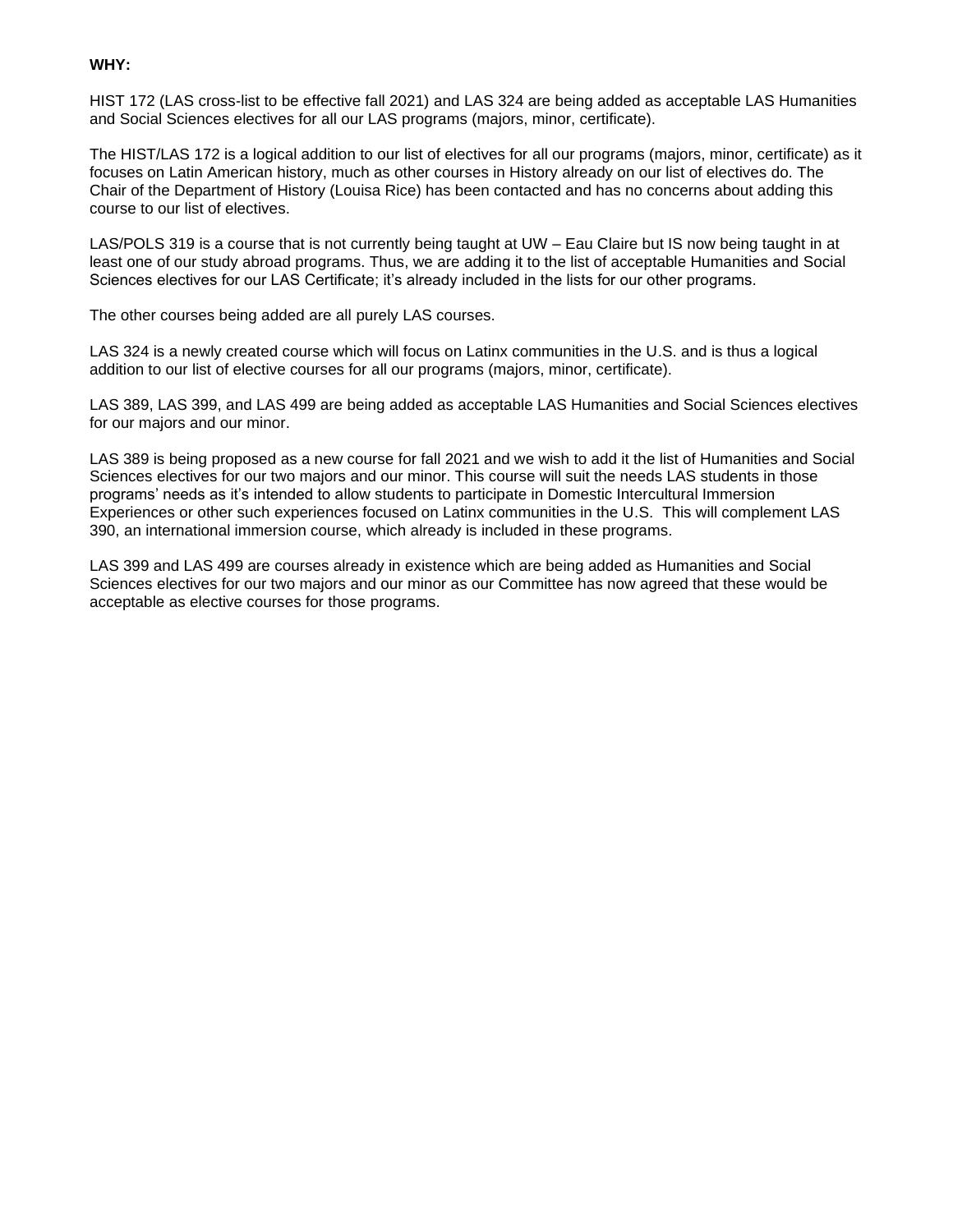**WHY:**

HIST 172 (LAS cross-list to be effective fall 2021) and LAS 324 are being added as acceptable LAS Humanities and Social Sciences electives for all our LAS programs (majors, minor, certificate).

The HIST/LAS 172 is a logical addition to our list of electives for all our programs (majors, minor, certificate) as it focuses on Latin American history, much as other courses in History already on our list of electives do. The Chair of the Department of History (Louisa Rice) has been contacted and has no concerns about adding this course to our list of electives.

LAS/POLS 319 is a course that is not currently being taught at UW – Eau Claire but IS now being taught in at least one of our study abroad programs. Thus, we are adding it to the list of acceptable Humanities and Social Sciences electives for our LAS Certificate; it's already included in the lists for our other programs.

The other courses being added are all purely LAS courses.

LAS 324 is a newly created course which will focus on Latinx communities in the U.S. and is thus a logical addition to our list of elective courses for all our programs (majors, minor, certificate).

LAS 389, LAS 399, and LAS 499 are being added as acceptable LAS Humanities and Social Sciences electives for our majors and our minor.

LAS 389 is being proposed as a new course for fall 2021 and we wish to add it the list of Humanities and Social Sciences electives for our two majors and our minor. This course will suit the needs LAS students in those programs' needs as it's intended to allow students to participate in Domestic Intercultural Immersion Experiences or other such experiences focused on Latinx communities in the U.S. This will complement LAS 390, an international immersion course, which already is included in these programs.

LAS 399 and LAS 499 are courses already in existence which are being added as Humanities and Social Sciences electives for our two majors and our minor as our Committee has now agreed that these would be acceptable as elective courses for those programs.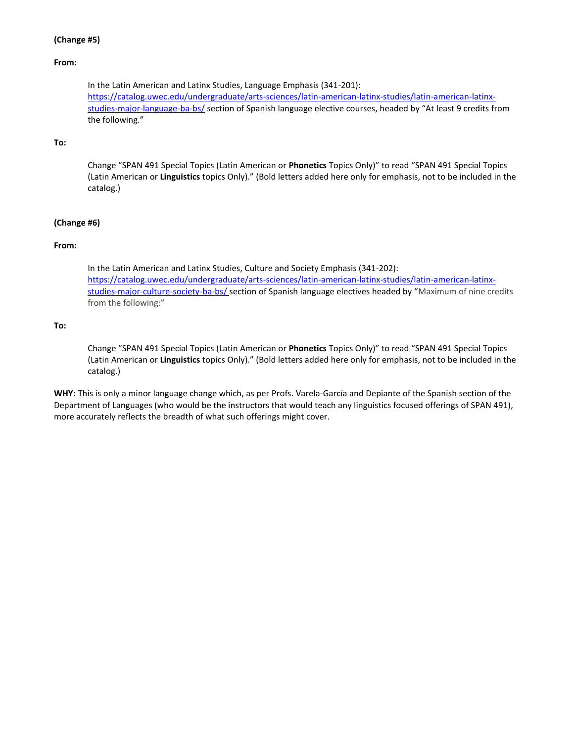**(Change #5)**

**From:**

In the Latin American and Latinx Studies, Language Emphasis (341-201): https://catalog.uwec.edu/undergraduate/arts-sciences/latin-american-latinx-studies/latin-american-latinx-studies-major-language-ba-bs/ section of Spanish language elective courses, headed by "At least 9 credits from the following."

**To:**

Change "SPAN 491 Special Topics (Latin American or **Phonetics** Topics Only)" to read "SPAN 491 Special Topics (Latin American or **Linguistics** topics Only)." (Bold letters added here only for emphasis, not to be included in the catalog.)

**(Change #6)**

**From:**

In the Latin American and Latinx Studies, Culture and Society Emphasis (341-202): https://catalog.uwec.edu/undergraduate/arts-sciences/latin-american-latinx-studies/latin-american-latinx-studies-major-culture-society-ba-bs/ section of Spanish language electives headed by "Maximum of nine credits from the following:"

**To:**

Change "SPAN 491 Special Topics (Latin American or **Phonetics** Topics Only)" to read "SPAN 491 Special Topics (Latin American or **Linguistics** topics Only)." (Bold letters added here only for emphasis, not to be included in the catalog.)

**WHY:** This is only a minor language change which, as per Profs. Varela-García and Depiante of the Spanish section of the Department of Languages (who would be the instructors that would teach any linguistics focused offerings of SPAN 491), more accurately reflects the breadth of what such offerings might cover.